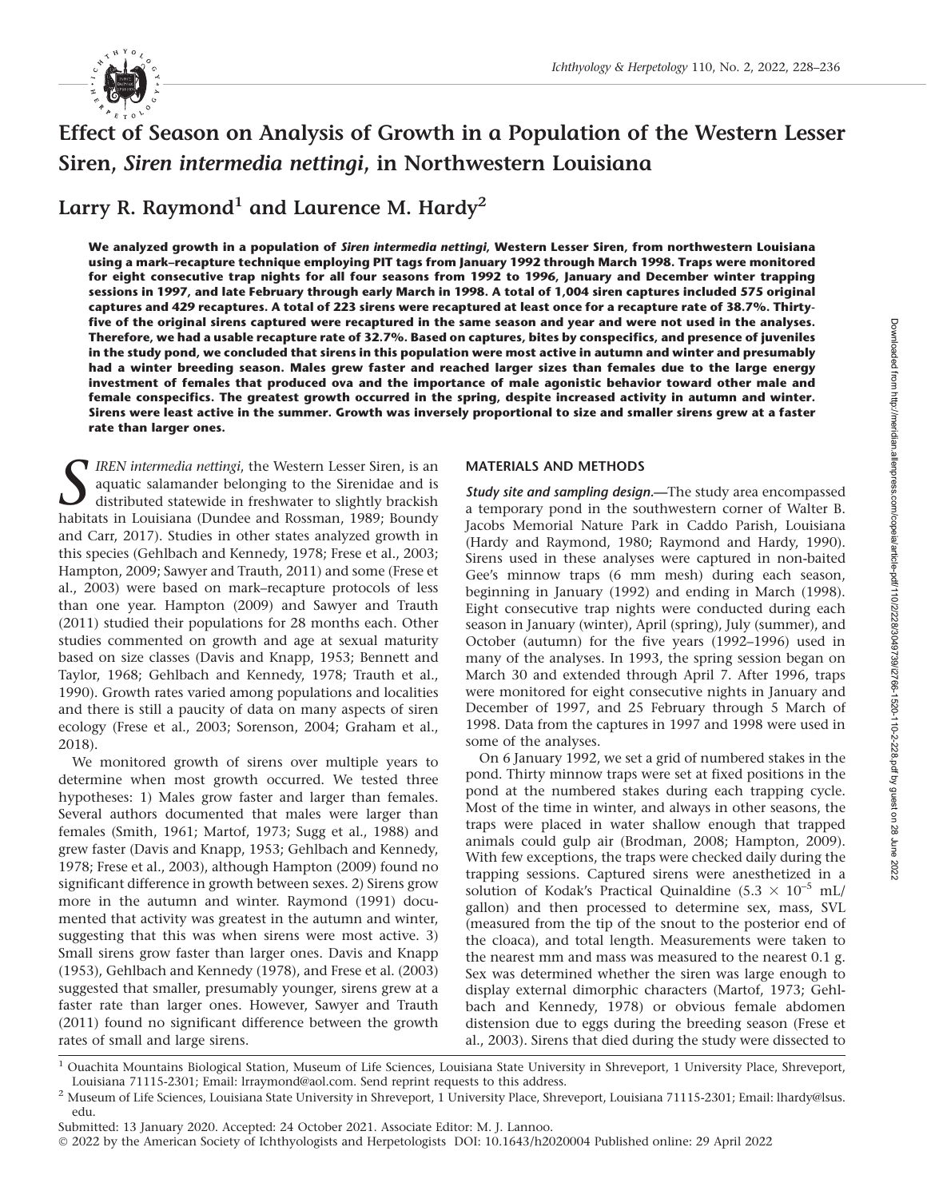# Effect of Season on Analysis of Growth in a Population of the Western Lesser Siren, *Siren intermedia nettingi*, in Northwestern Louisiana

## Larry R. Raymond[1] and Laurence M. Hardy[2]

**We analyzed growth in a population of *Siren intermedia nettingi*, Western Lesser Siren, from northwestern Louisiana using a mark–recapture technique employing PIT tags from January 1992 through March 1998. Traps were monitored for eight consecutive trap nights for all four seasons from 1992 to 1996, January and December winter trapping sessions in 1997, and late February through early March in 1998. A total of 1,004 siren captures included 575 original captures and 429 recaptures. A total of 223 sirens were recaptured at least once for a recapture rate of 38.7%. Thirty-five of the original sirens captured were recaptured in the same season and year and were not used in the analyses. Therefore, we had a usable recapture rate of 32.7%. Based on captures, bites by conspecifics, and presence of juveniles in the study pond, we concluded that sirens in this population were most active in autumn and winter and presumably had a winter breeding season. Males grew faster and reached larger sizes than females due to the large energy investment of females that produced ova and the importance of male agonistic behavior toward other male and female conspecifics. The greatest growth occurred in the spring, despite increased activity in autumn and winter. Sirens were least active in the summer. Growth was inversely proportional to size and smaller sirens grew at a faster rate than larger ones.**

*SIREN intermedia nettingi*, the Western Lesser Siren, is an aquatic salamander belonging to the Sirenidae and is distributed statewide in freshwater to slightly brackish habitats in Louisiana (Dundee and Rossman, 1989; Boundy and Carr, 2017). Studies in other states analyzed growth in this species (Gehlbach and Kennedy, 1978; Frese et al., 2003; Hampton, 2009; Sawyer and Trauth, 2011) and some (Frese et al., 2003) were based on mark–recapture protocols of less than one year. Hampton (2009) and Sawyer and Trauth (2011) studied their populations for 28 months each. Other studies commented on growth and age at sexual maturity based on size classes (Davis and Knapp, 1953; Bennett and Taylor, 1968; Gehlbach and Kennedy, 1978; Trauth et al., 1990). Growth rates varied among populations and localities and there is still a paucity of data on many aspects of siren ecology (Frese et al., 2003; Sorenson, 2004; Graham et al., 2018).

We monitored growth of sirens over multiple years to determine when most growth occurred. We tested three hypotheses: 1) Males grow faster and larger than females. Several authors documented that males were larger than females (Smith, 1961; Martof, 1973; Sugg et al., 1988) and grew faster (Davis and Knapp, 1953; Gehlbach and Kennedy, 1978; Frese et al., 2003), although Hampton (2009) found no significant difference in growth between sexes. 2) Sirens grow more in the autumn and winter. Raymond (1991) documented that activity was greatest in the autumn and winter, suggesting that this was when sirens were most active. 3) Small sirens grow faster than larger ones. Davis and Knapp (1953), Gehlbach and Kennedy (1978), and Frese et al. (2003) suggested that smaller, presumably younger, sirens grew at a faster rate than larger ones. However, Sawyer and Trauth (2011) found no significant difference between the growth rates of small and large sirens.

## MATERIALS AND METHODS

***Study site and sampling design.***—The study area encompassed a temporary pond in the southwestern corner of Walter B. Jacobs Memorial Nature Park in Caddo Parish, Louisiana (Hardy and Raymond, 1980; Raymond and Hardy, 1990). Sirens used in these analyses were captured in non-baited Gee's minnow traps (6 mm mesh) during each season, beginning in January (1992) and ending in March (1998). Eight consecutive trap nights were conducted during each season in January (winter), April (spring), July (summer), and October (autumn) for the five years (1992–1996) used in many of the analyses. In 1993, the spring session began on March 30 and extended through April 7. After 1996, traps were monitored for eight consecutive nights in January and December of 1997, and 25 February through 5 March of 1998. Data from the captures in 1997 and 1998 were used in some of the analyses.

On 6 January 1992, we set a grid of numbered stakes in the pond. Thirty minnow traps were set at fixed positions in the pond at the numbered stakes during each trapping cycle. Most of the time in winter, and always in other seasons, the traps were placed in water shallow enough that trapped animals could gulp air (Brodman, 2008; Hampton, 2009). With few exceptions, the traps were checked daily during the trapping sessions. Captured sirens were anesthetized in a solution of Kodak's Practical Quinaldine ($5.3 \times 10^{-5}$ mL/gallon) and then processed to determine sex, mass, SVL (measured from the tip of the snout to the posterior end of the cloaca), and total length. Measurements were taken to the nearest mm and mass was measured to the nearest 0.1 g. Sex was determined whether the siren was large enough to display external dimorphic characters (Martof, 1973; Gehlbach and Kennedy, 1978) or obvious female abdomen distension due to eggs during the breeding season (Frese et al., 2003). Sirens that died during the study were dissected to

[1] Ouachita Mountains Biological Station, Museum of Life Sciences, Louisiana State University in Shreveport, 1 University Place, Shreveport, Louisiana 71115-2301; Email: lrraymond@aol.com. Send reprint requests to this address.

[2] Museum of Life Sciences, Louisiana State University in Shreveport, 1 University Place, Shreveport, Louisiana 71115-2301; Email: lhardy@lsus.edu.

Submitted: 13 January 2020. Accepted: 24 October 2021. Associate Editor: M. J. Lannoo.

© 2022 by the American Society of Ichthyologists and Herpetologists DOI: 10.1643/h2020004 Published online: 29 April 2022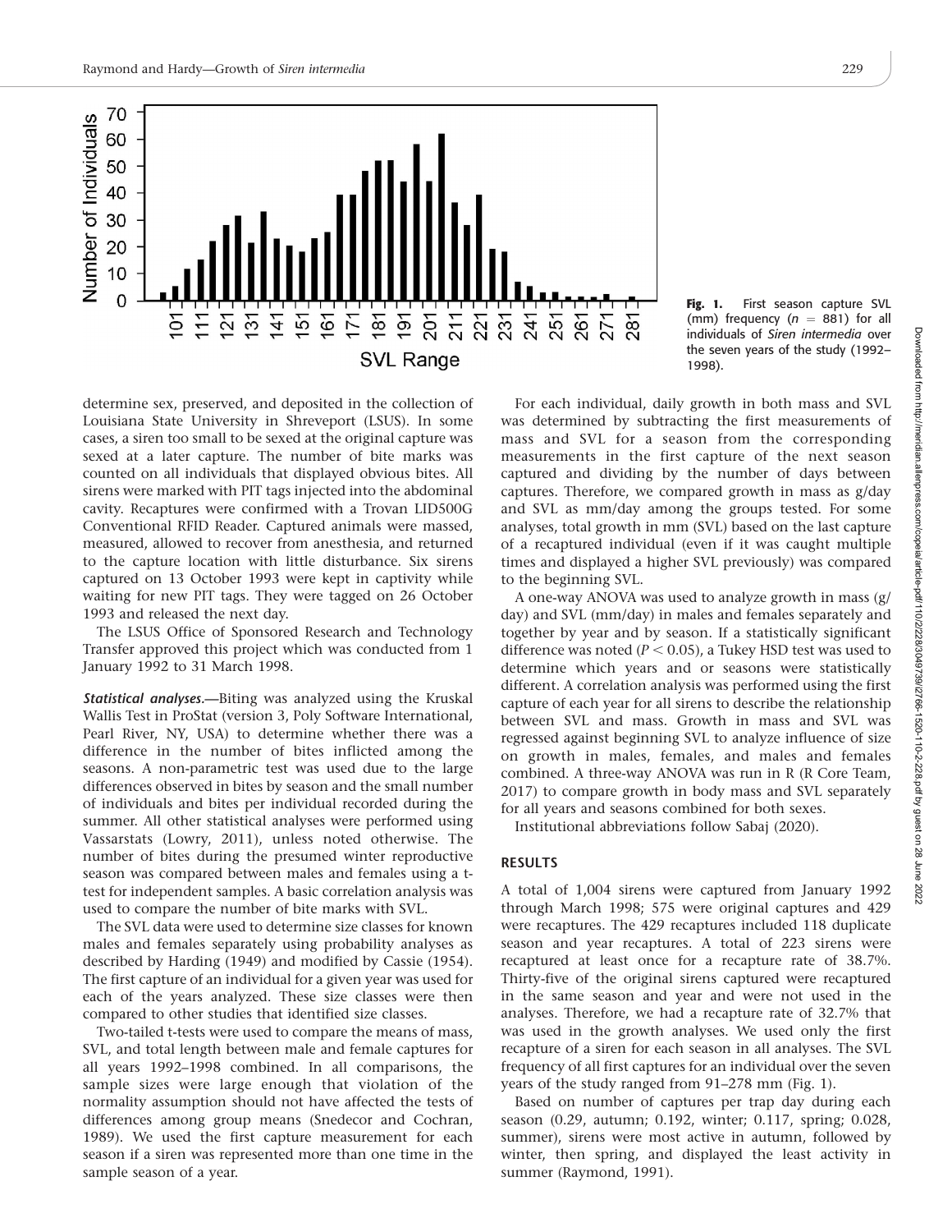Fig. 1. First season capture SVL (mm) frequency ($n$ = 881) for all individuals of *Siren intermedia* over the seven years of the study (1992–1998).

determine sex, preserved, and deposited in the collection of Louisiana State University in Shreveport (LSUS). In some cases, a siren too small to be sexed at the original capture was sexed at a later capture. The number of bite marks was counted on all individuals that displayed obvious bites. All sirens were marked with PIT tags injected into the abdominal cavity. Recaptures were confirmed with a Trovan LID500G Conventional RFID Reader. Captured animals were massed, measured, allowed to recover from anesthesia, and returned to the capture location with little disturbance. Six sirens captured on 13 October 1993 were kept in captivity while waiting for new PIT tags. They were tagged on 26 October 1993 and released the next day.

The LSUS Office of Sponsored Research and Technology Transfer approved this project which was conducted from 1 January 1992 to 31 March 1998.

***Statistical analyses.***—Biting was analyzed using the Kruskal Wallis Test in ProStat (version 3, Poly Software International, Pearl River, NY, USA) to determine whether there was a difference in the number of bites inflicted among the seasons. A non-parametric test was used due to the large differences observed in bites by season and the small number of individuals and bites per individual recorded during the summer. All other statistical analyses were performed using Vassarstats (Lowry, 2011), unless noted otherwise. The number of bites during the presumed winter reproductive season was compared between males and females using a t-test for independent samples. A basic correlation analysis was used to compare the number of bite marks with SVL.

The SVL data were used to determine size classes for known males and females separately using probability analyses as described by Harding (1949) and modified by Cassie (1954). The first capture of an individual for a given year was used for each of the years analyzed. These size classes were then compared to other studies that identified size classes.

Two-tailed t-tests were used to compare the means of mass, SVL, and total length between male and female captures for all years 1992–1998 combined. In all comparisons, the sample sizes were large enough that violation of the normality assumption should not have affected the tests of differences among group means (Snedecor and Cochran, 1989). We used the first capture measurement for each season if a siren was represented more than one time in the sample season of a year.

For each individual, daily growth in both mass and SVL was determined by subtracting the first measurements of mass and SVL for a season from the corresponding measurements in the first capture of the next season captured and dividing by the number of days between captures. Therefore, we compared growth in mass as g/day and SVL as mm/day among the groups tested. For some analyses, total growth in mm (SVL) based on the last capture of a recaptured individual (even if it was caught multiple times and displayed a higher SVL previously) was compared to the beginning SVL.

A one-way ANOVA was used to analyze growth in mass (g/day) and SVL (mm/day) in males and females separately and together by year and by season. If a statistically significant difference was noted ($P < 0.05$), a Tukey HSD test was used to determine which years and or seasons were statistically different. A correlation analysis was performed using the first capture of each year for all sirens to describe the relationship between SVL and mass. Growth in mass and SVL was regressed against beginning SVL to analyze influence of size on growth in males, females, and males and females combined. A three-way ANOVA was run in R (R Core Team, 2017) to compare growth in body mass and SVL separately for all years and seasons combined for both sexes.

Institutional abbreviations follow Sabaj (2020).

## RESULTS

A total of 1,004 sirens were captured from January 1992 through March 1998; 575 were original captures and 429 were recaptures. The 429 recaptures included 118 duplicate season and year recaptures. A total of 223 sirens were recaptured at least once for a recapture rate of 38.7%. Thirty-five of the original sirens captured were recaptured in the same season and year and were not used in the analyses. Therefore, we had a recapture rate of 32.7% that was used in the growth analyses. We used only the first recapture of a siren for each season in all analyses. The SVL frequency of all first captures for an individual over the seven years of the study ranged from 91–278 mm (Fig. 1).

Based on number of captures per trap day during each season (0.29, autumn; 0.192, winter; 0.117, spring; 0.028, summer), sirens were most active in autumn, followed by winter, then spring, and displayed the least activity in summer (Raymond, 1991).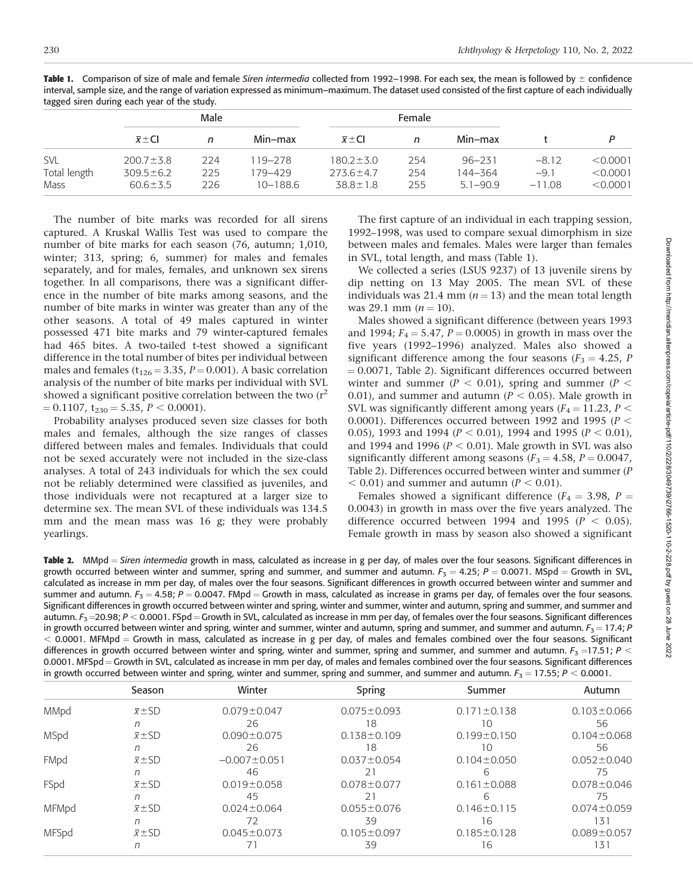**Table 1.** Comparison of size of male and female *Siren intermedia* collected from 1992–1998. For each sex, the mean is followed by ± confidence interval, sample size, and the range of variation expressed as minimum–maximum. The dataset used consisted of the first capture of each individually tagged siren during each year of the study.

| | Male | | | Female | | | | |
|---|---|---|---|---|---|---|---|---|
| | $\bar{x}\pm$CI | *n* | Min–max | $\bar{x}\pm$CI | *n* | Min–max | t | *P* |
| SVL | 200.7±3.8 | 224 | 119–278 | 180.2±3.0 | 254 | 96–231 | −8.12 | <0.0001 |
| Total length | 309.5±6.2 | 225 | 179–429 | 273.6±4.7 | 254 | 144–364 | −9.1 | <0.0001 |
| Mass | 60.6±3.5 | 226 | 10–188.6 | 38.8±1.8 | 255 | 5.1–90.9 | −11.08 | <0.0001 |

The number of bite marks was recorded for all sirens captured. A Kruskal Wallis Test was used to compare the number of bite marks for each season (76, autumn; 1,010, winter; 313, spring; 6, summer) for males and females separately, and for males, females, and unknown sex sirens together. In all comparisons, there was a significant difference in the number of bite marks among seasons, and the number of bite marks in winter was greater than any of the other seasons. A total of 49 males captured in winter possessed 471 bite marks and 79 winter-captured females had 465 bites. A two-tailed t-test showed a significant difference in the total number of bites per individual between males and females ($t_{126} = 3.35$, $P = 0.001$). A basic correlation analysis of the number of bite marks per individual with SVL showed a significant positive correlation between the two ($r^2 = 0.1107$, $t_{230} = 5.35$, $P < 0.0001$).

Probability analyses produced seven size classes for both males and females, although the size ranges of classes differed between males and females. Individuals that could not be sexed accurately were not included in the size-class analyses. A total of 243 individuals for which the sex could not be reliably determined were classified as juveniles, and those individuals were not recaptured at a larger size to determine sex. The mean SVL of these individuals was 134.5 mm and the mean mass was 16 g; they were probably yearlings.

The first capture of an individual in each trapping session, 1992–1998, was used to compare sexual dimorphism in size between males and females. Males were larger than females in SVL, total length, and mass (Table 1).

We collected a series (LSUS 9237) of 13 juvenile sirens by dip netting on 13 May 2005. The mean SVL of these individuals was 21.4 mm ($n = 13$) and the mean total length was 29.1 mm ($n = 10$).

Males showed a significant difference (between years 1993 and 1994; $F_4 = 5.47$, $P = 0.0005$) in growth in mass over the five years (1992–1996) analyzed. Males also showed a significant difference among the four seasons ($F_3 = 4.25$, $P = 0.0071$, Table 2). Significant differences occurred between winter and summer ($P < 0.01$), spring and summer ($P < 0.01$), and summer and autumn ($P < 0.05$). Male growth in SVL was significantly different among years ($F_4 = 11.23$, $P < 0.0001$). Differences occurred between 1992 and 1995 ($P < 0.05$), 1993 and 1994 ($P < 0.01$), 1994 and 1995 ($P < 0.01$), and 1994 and 1996 ($P < 0.01$). Male growth in SVL was also significantly different among seasons ($F_3 = 4.58$, $P = 0.0047$, Table 2). Differences occurred between winter and summer ($P < 0.01$) and summer and autumn ($P < 0.01$).

Females showed a significant difference ($F_4 = 3.98$, $P = 0.0043$) in growth in mass over the five years analyzed. The difference occurred between 1994 and 1995 ($P < 0.05$). Female growth in mass by season also showed a significant

**Table 2.** MMpd = *Siren intermedia* growth in mass, calculated as increase in g per day, of males over the four seasons. Significant differences in growth occurred between winter and summer, spring and summer, and summer and autumn. $F_3 = 4.25$; $P = 0.0071$. MSpd = Growth in SVL, calculated as increase in mm per day, of males over the four seasons. Significant differences in growth occurred between winter and summer and summer and autumn. $F_3 = 4.58$; $P = 0.0047$. FMpd = Growth in mass, calculated as increase in grams per day, of females over the four seasons. Significant differences in growth occurred between winter and spring, winter and summer, winter and autumn, spring and summer, and summer and autumn. $F_3 = 20.98$; $P < 0.0001$. FSpd = Growth in SVL, calculated as increase in mm per day, of females over the four seasons. Significant differences in growth occurred between winter and spring, winter and summer, winter and autumn, spring and summer, and summer and autumn. $F_3 = 17.4$; $P < 0.0001$. MFMpd = Growth in mass, calculated as increase in g per day, of males and females combined over the four seasons. Significant differences in growth occurred between winter and spring, winter and summer, spring and summer, and summer and autumn. $F_3 = 17.51$; $P < 0.0001$. MFSpd = Growth in SVL, calculated as increase in mm per day, of males and females combined over the four seasons. Significant differences in growth occurred between winter and spring, winter and summer, spring and summer, and summer and autumn. $F_3 = 17.55$; $P < 0.0001$.

| | Season | Winter | Spring | Summer | Autumn |
|---|---|---|---|---|---|
| MMpd | $\bar{x}\pm$SD | 0.079±0.047 | 0.075±0.093 | 0.171±0.138 | 0.103±0.066 |
| | *n* | 26 | 18 | 10 | 56 |
| MSpd | $\bar{x}\pm$SD | 0.090±0.075 | 0.138±0.109 | 0.199±0.150 | 0.104±0.068 |
| | *n* | 26 | 18 | 10 | 56 |
| FMpd | $\bar{x}\pm$SD | −0.007±0.051 | 0.037±0.054 | 0.104±0.050 | 0.052±0.040 |
| | *n* | 46 | 21 | 6 | 75 |
| FSpd | $\bar{x}\pm$SD | 0.019±0.058 | 0.078±0.077 | 0.161±0.088 | 0.078±0.046 |
| | *n* | 45 | 21 | 6 | 75 |
| MFMpd | $\bar{x}\pm$SD | 0.024±0.064 | 0.055±0.076 | 0.146±0.115 | 0.074±0.059 |
| | *n* | 72 | 39 | 16 | 131 |
| MFSpd | $\bar{x}\pm$SD | 0.045±0.073 | 0.105±0.097 | 0.185±0.128 | 0.089±0.057 |
| | *n* | 71 | 39 | 16 | 131 |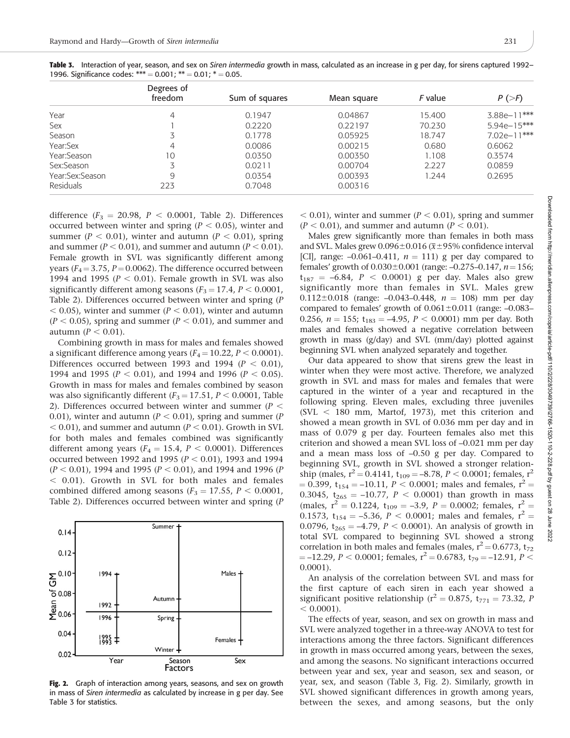**Table 3.** Interaction of year, season, and sex on *Siren intermedia* growth in mass, calculated as an increase in g per day, for sirens captured 1992–1996. Significance codes: *** = 0.001; ** = 0.01; * = 0.05.

| | Degrees of freedom | Sum of squares | Mean square | *F* value | *P* (>*F*) |
|---|---|---|---|---|---|
| Year | 4 | 0.1947 | 0.04867 | 15.400 | 3.88e–11*** |
| Sex | 1 | 0.2220 | 0.22197 | 70.230 | 5.94e–15*** |
| Season | 3 | 0.1778 | 0.05925 | 18.747 | 7.02e–11*** |
| Year:Sex | 4 | 0.0086 | 0.00215 | 0.680 | 0.6062 |
| Year:Season | 10 | 0.0350 | 0.00350 | 1.108 | 0.3574 |
| Sex:Season | 3 | 0.0211 | 0.00704 | 2.227 | 0.0859 |
| Year:Sex:Season | 9 | 0.0354 | 0.00393 | 1.244 | 0.2695 |
| Residuals | 223 | 0.7048 | 0.00316 | | |

difference ($F_3$ = 20.98, $P$ < 0.0001, Table 2). Differences occurred between winter and spring ($P$ < 0.05), winter and summer ($P$ < 0.01), winter and autumn ($P$ < 0.01), spring and summer ($P$ < 0.01), and summer and autumn ($P$ < 0.01). Female growth in SVL was significantly different among years ($F_4$ = 3.75, $P$ = 0.0062). The difference occurred between 1994 and 1995 ($P$ < 0.01). Female growth in SVL was also significantly different among seasons ($F_3$ = 17.4, $P$ < 0.0001, Table 2). Differences occurred between winter and spring ($P$ < 0.05), winter and summer ($P$ < 0.01), winter and autumn ($P$ < 0.05), spring and summer ($P$ < 0.01), and summer and autumn ($P$ < 0.01).

Combining growth in mass for males and females showed a significant difference among years ($F_4$ = 10.22, $P$ < 0.0001). Differences occurred between 1993 and 1994 ($P$ < 0.01), 1994 and 1995 ($P$ < 0.01), and 1994 and 1996 ($P$ < 0.05). Growth in mass for males and females combined by season was also significantly different ($F_3$ = 17.51, $P$ < 0.0001, Table 2). Differences occurred between winter and summer ($P$ < 0.01), winter and autumn ($P$ < 0.01), spring and summer ($P$ < 0.01), and summer and autumn ($P$ < 0.01). Growth in SVL for both males and females combined was significantly different among years ($F_4$ = 15.4, $P$ < 0.0001). Differences occurred between 1992 and 1995 ($P$ < 0.01), 1993 and 1994 ($P$ < 0.01), 1994 and 1995 ($P$ < 0.01), and 1994 and 1996 ($P$ < 0.01). Growth in SVL for both males and females combined differed among seasons ($F_3$ = 17.55, $P$ < 0.0001, Table 2). Differences occurred between winter and spring ($P$ < 0.01), winter and summer ($P$ < 0.01), spring and summer ($P$ < 0.01), and summer and autumn ($P$ < 0.01).

**Fig. 2.** Graph of interaction among years, seasons, and sex on growth in mass of *Siren intermedia* as calculated by increase in g per day. See Table 3 for statistics.

Males grew significantly more than females in both mass and SVL. Males grew 0.096±0.016 ($\bar{x}$±95% confidence interval [CI], range: –0.061–0.411, $n$ = 111) g per day compared to females' growth of 0.030±0.001 (range: –0.275–0.147, $n$ = 156; $t_{187}$ = –6.84, $P$ < 0.0001) g per day. Males also grew significantly more than females in SVL. Males grew 0.112±0.018 (range: –0.043–0.448, $n$ = 108) mm per day compared to females' growth of 0.061±0.011 (range: –0.083–0.256, $n$ = 155; $t_{183}$ = –4.95, $P$ < 0.0001) mm per day. Both males and females showed a negative correlation between growth in mass (g/day) and SVL (mm/day) plotted against beginning SVL when analyzed separately and together.

Our data appeared to show that sirens grew the least in winter when they were most active. Therefore, we analyzed growth in SVL and mass for males and females that were captured in the winter of a year and recaptured in the following spring. Eleven males, excluding three juveniles (SVL < 180 mm, Martof, 1973), met this criterion and showed a mean growth in SVL of 0.036 mm per day and in mass of 0.079 g per day. Fourteen females also met this criterion and showed a mean SVL loss of –0.021 mm per day and a mean mass loss of –0.50 g per day. Compared to beginning SVL, growth in SVL showed a stronger relationship (males, $r^2$ = 0.4141, $t_{109}$ = –8.78, $P$ < 0.0001; females, $r^2$ = 0.399, $t_{154}$ = –10.11, $P$ < 0.0001; males and females, $r^2$ = 0.3045, $t_{265}$ = –10.77, $P$ < 0.0001) than growth in mass (males, $r^2$ = 0.1224, $t_{109}$ = –3.9, $P$ = 0.0002; females, $r^2$ = 0.1573, $t_{154}$ = –5.36, $P$ < 0.0001; males and females, $r^2$ = 0.0796, $t_{265}$ = –4.79, $P$ < 0.0001). An analysis of growth in total SVL compared to beginning SVL showed a strong correlation in both males and females (males, $r^2$ = 0.6773, $t_{72}$ = –12.29, $P$ < 0.0001; females, $r^2$ = 0.6783, $t_{79}$ = –12.91, $P$ < 0.0001).

An analysis of the correlation between SVL and mass for the first capture of each siren in each year showed a significant positive relationship ($r^2$ = 0.875, $t_{771}$ = 73.32, $P$ < 0.0001).

The effects of year, season, and sex on growth in mass and SVL were analyzed together in a three-way ANOVA to test for interactions among the three factors. Significant differences in growth in mass occurred among years, between the sexes, and among the seasons. No significant interactions occurred between year and sex, year and season, sex and season, or year, sex, and season (Table 3, Fig. 2). Similarly, growth in SVL showed significant differences in growth among years, between the sexes, and among seasons, but the only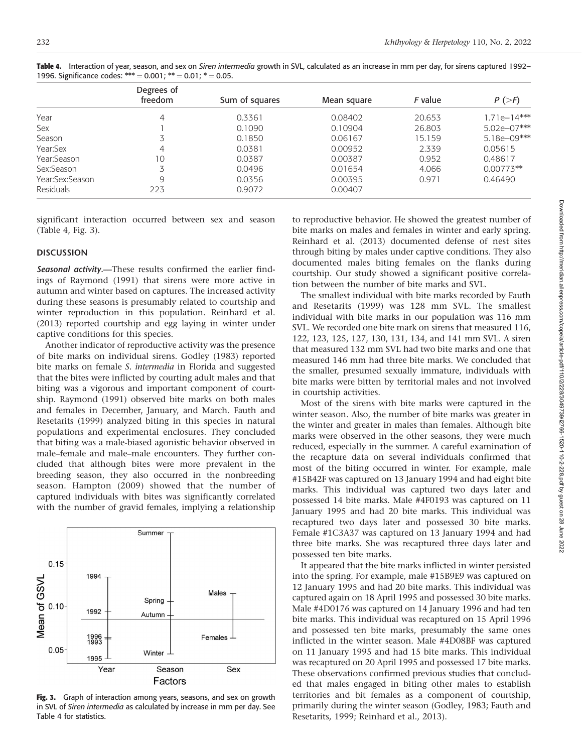**Table 4.** Interaction of year, season, and sex on *Siren intermedia* growth in SVL, calculated as an increase in mm per day, for sirens captured 1992–1996. Significance codes: *** = 0.001; ** = 0.01; * = 0.05.

| | Degrees of freedom | Sum of squares | Mean square | *F* value | *P* (>*F*) |
|---|---|---|---|---|---|
| Year | 4 | 0.3361 | 0.08402 | 20.653 | 1.71e–14*** |
| Sex | 1 | 0.1090 | 0.10904 | 26.803 | 5.02e–07*** |
| Season | 3 | 0.1850 | 0.06167 | 15.159 | 5.18e–09*** |
| Year:Sex | 4 | 0.0381 | 0.00952 | 2.339 | 0.05615 |
| Year:Season | 10 | 0.0387 | 0.00387 | 0.952 | 0.48617 |
| Sex:Season | 3 | 0.0496 | 0.01654 | 4.066 | 0.00773** |
| Year:Sex:Season | 9 | 0.0356 | 0.00395 | 0.971 | 0.46490 |
| Residuals | 223 | 0.9072 | 0.00407 | | |

significant interaction occurred between sex and season (Table 4, Fig. 3).

## DISCUSSION

***Seasonal activity.***—These results confirmed the earlier findings of Raymond (1991) that sirens were more active in autumn and winter based on captures. The increased activity during these seasons is presumably related to courtship and winter reproduction in this population. Reinhard et al. (2013) reported courtship and egg laying in winter under captive conditions for this species.

Another indicator of reproductive activity was the presence of bite marks on individual sirens. Godley (1983) reported bite marks on female *S. intermedia* in Florida and suggested that the bites were inflicted by courting adult males and that biting was a vigorous and important component of courtship. Raymond (1991) observed bite marks on both males and females in December, January, and March. Fauth and Resetarits (1999) analyzed biting in this species in natural populations and experimental enclosures. They concluded that biting was a male-biased agonistic behavior observed in male–female and male–male encounters. They further concluded that although bites were more prevalent in the breeding season, they also occurred in the nonbreeding season. Hampton (2009) showed that the number of captured individuals with bites was significantly correlated with the number of gravid females, implying a relationship to reproductive behavior. He showed the greatest number of bite marks on males and females in winter and early spring. Reinhard et al. (2013) documented defense of nest sites through biting by males under captive conditions. They also documented males biting females on the flanks during courtship. Our study showed a significant positive correlation between the number of bite marks and SVL.

**Fig. 3.** Graph of interaction among years, seasons, and sex on growth in SVL of *Siren intermedia* as calculated by increase in mm per day. See Table 4 for statistics.

The smallest individual with bite marks recorded by Fauth and Resetarits (1999) was 128 mm SVL. The smallest individual with bite marks in our population was 116 mm SVL. We recorded one bite mark on sirens that measured 116, 122, 123, 125, 127, 130, 131, 134, and 141 mm SVL. A siren that measured 132 mm SVL had two bite marks and one that measured 146 mm had three bite marks. We concluded that the smaller, presumed sexually immature, individuals with bite marks were bitten by territorial males and not involved in courtship activities.

Most of the sirens with bite marks were captured in the winter season. Also, the number of bite marks was greater in the winter and greater in males than females. Although bite marks were observed in the other seasons, they were much reduced, especially in the summer. A careful examination of the recapture data on several individuals confirmed that most of the biting occurred in winter. For example, male #15B42F was captured on 13 January 1994 and had eight bite marks. This individual was captured two days later and possessed 14 bite marks. Male #4F0193 was captured on 11 January 1995 and had 20 bite marks. This individual was recaptured two days later and possessed 30 bite marks. Female #1C3A37 was captured on 13 January 1994 and had three bite marks. She was recaptured three days later and possessed ten bite marks.

It appeared that the bite marks inflicted in winter persisted into the spring. For example, male #15B9E9 was captured on 12 January 1995 and had 20 bite marks. This individual was captured again on 18 April 1995 and possessed 30 bite marks. Male #4D0176 was captured on 14 January 1996 and had ten bite marks. This individual was recaptured on 15 April 1996 and possessed ten bite marks, presumably the same ones inflicted in the winter season. Male #4D08BF was captured on 11 January 1995 and had 15 bite marks. This individual was recaptured on 20 April 1995 and possessed 17 bite marks. These observations confirmed previous studies that concluded that males engaged in biting other males to establish territories and bit females as a component of courtship, primarily during the winter season (Godley, 1983; Fauth and Resetarits, 1999; Reinhard et al., 2013).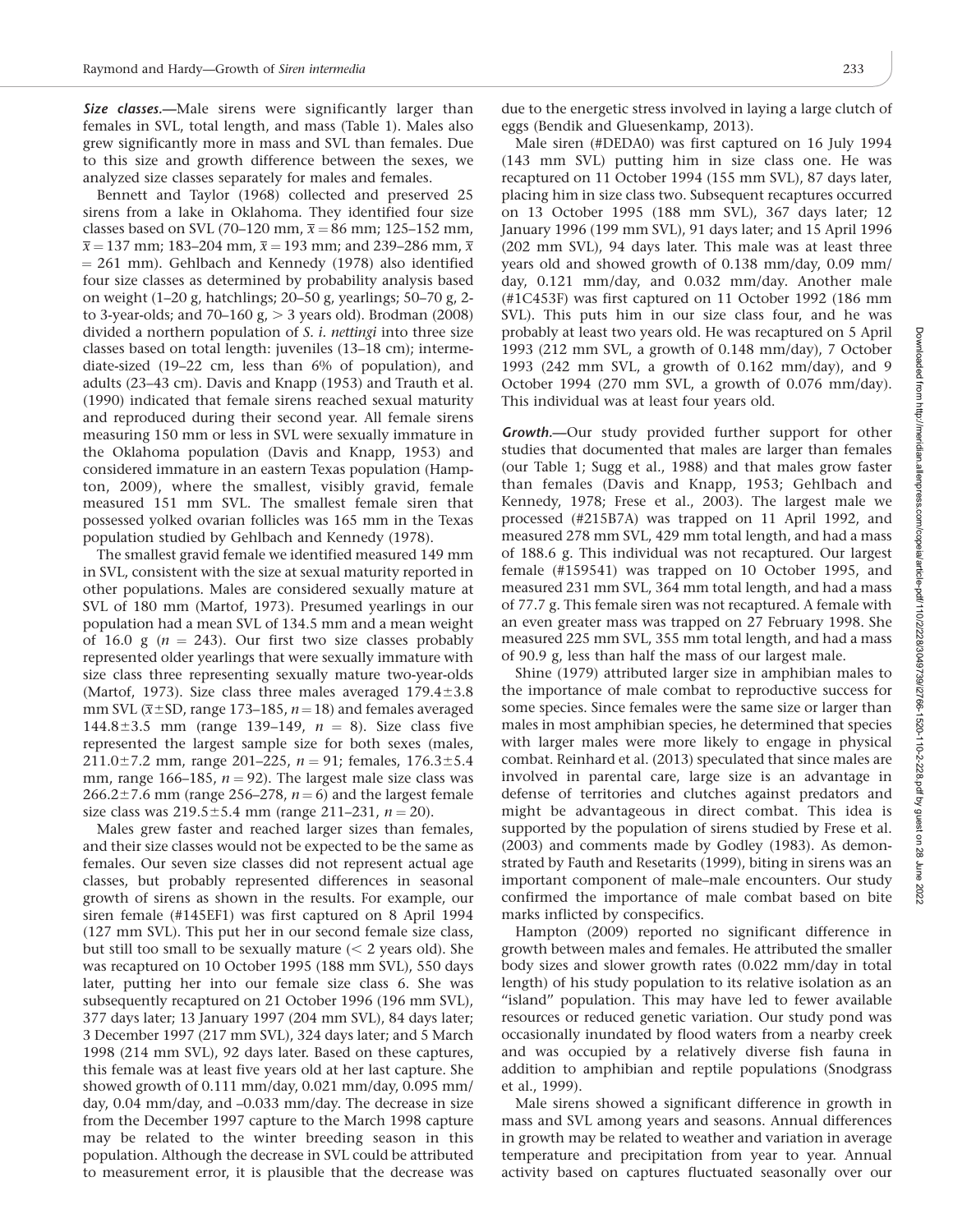***Size classes.***—Male sirens were significantly larger than females in SVL, total length, and mass (Table 1). Males also grew significantly more in mass and SVL than females. Due to this size and growth difference between the sexes, we analyzed size classes separately for males and females.

Bennett and Taylor (1968) collected and preserved 25 sirens from a lake in Oklahoma. They identified four size classes based on SVL (70–120 mm, $\bar{x} = 86$ mm; 125–152 mm, $\bar{x} = 137$ mm; 183–204 mm, $\bar{x} = 193$ mm; and 239–286 mm, $\bar{x} = 261$ mm). Gehlbach and Kennedy (1978) also identified four size classes as determined by probability analysis based on weight (1–20 g, hatchlings; 20–50 g, yearlings; 50–70 g, 2- to 3-year-olds; and 70–160 g, > 3 years old). Brodman (2008) divided a northern population of *S. i. nettingi* into three size classes based on total length: juveniles (13–18 cm); intermediate-sized (19–22 cm, less than 6% of population), and adults (23–43 cm). Davis and Knapp (1953) and Trauth et al. (1990) indicated that female sirens reached sexual maturity and reproduced during their second year. All female sirens measuring 150 mm or less in SVL were sexually immature in the Oklahoma population (Davis and Knapp, 1953) and considered immature in an eastern Texas population (Hampton, 2009), where the smallest, visibly gravid, female measured 151 mm SVL. The smallest female siren that possessed yolked ovarian follicles was 165 mm in the Texas population studied by Gehlbach and Kennedy (1978).

The smallest gravid female we identified measured 149 mm in SVL, consistent with the size at sexual maturity reported in other populations. Males are considered sexually mature at SVL of 180 mm (Martof, 1973). Presumed yearlings in our population had a mean SVL of 134.5 mm and a mean weight of 16.0 g ($n = 243$). Our first two size classes probably represented older yearlings that were sexually immature with size class three representing sexually mature two-year-olds (Martof, 1973). Size class three males averaged 179.4±3.8 mm SVL ($\bar{x}$±SD, range 173–185, $n = 18$) and females averaged 144.8±3.5 mm (range 139–149, $n = 8$). Size class five represented the largest sample size for both sexes (males, 211.0±7.2 mm, range 201–225, $n = 91$; females, 176.3±5.4 mm, range 166–185, $n = 92$). The largest male size class was 266.2±7.6 mm (range 256–278, $n = 6$) and the largest female size class was 219.5±5.4 mm (range 211–231, $n = 20$).

Males grew faster and reached larger sizes than females, and their size classes would not be expected to be the same as females. Our seven size classes did not represent actual age classes, but probably represented differences in seasonal growth of sirens as shown in the results. For example, our siren female (#145EF1) was first captured on 8 April 1994 (127 mm SVL). This put her in our second female size class, but still too small to be sexually mature (< 2 years old). She was recaptured on 10 October 1995 (188 mm SVL), 550 days later, putting her into our female size class 6. She was subsequently recaptured on 21 October 1996 (196 mm SVL), 377 days later; 13 January 1997 (204 mm SVL), 84 days later; 3 December 1997 (217 mm SVL), 324 days later; and 5 March 1998 (214 mm SVL), 92 days later. Based on these captures, this female was at least five years old at her last capture. She showed growth of 0.111 mm/day, 0.021 mm/day, 0.095 mm/day, 0.04 mm/day, and –0.033 mm/day. The decrease in size from the December 1997 capture to the March 1998 capture may be related to the winter breeding season in this population. Although the decrease in SVL could be attributed to measurement error, it is plausible that the decrease was due to the energetic stress involved in laying a large clutch of eggs (Bendik and Gluesenkamp, 2013).

Male siren (#DEDA0) was first captured on 16 July 1994 (143 mm SVL) putting him in size class one. He was recaptured on 11 October 1994 (155 mm SVL), 87 days later, placing him in size class two. Subsequent recaptures occurred on 13 October 1995 (188 mm SVL), 367 days later; 12 January 1996 (199 mm SVL), 91 days later; and 15 April 1996 (202 mm SVL), 94 days later. This male was at least three years old and showed growth of 0.138 mm/day, 0.09 mm/day, 0.121 mm/day, and 0.032 mm/day. Another male (#1C453F) was first captured on 11 October 1992 (186 mm SVL). This puts him in our size class four, and he was probably at least two years old. He was recaptured on 5 April 1993 (212 mm SVL, a growth of 0.148 mm/day), 7 October 1993 (242 mm SVL, a growth of 0.162 mm/day), and 9 October 1994 (270 mm SVL, a growth of 0.076 mm/day). This individual was at least four years old.

***Growth.***—Our study provided further support for other studies that documented that males are larger than females (our Table 1; Sugg et al., 1988) and that males grow faster than females (Davis and Knapp, 1953; Gehlbach and Kennedy, 1978; Frese et al., 2003). The largest male we processed (#215B7A) was trapped on 11 April 1992, and measured 278 mm SVL, 429 mm total length, and had a mass of 188.6 g. This individual was not recaptured. Our largest female (#159541) was trapped on 10 October 1995, and measured 231 mm SVL, 364 mm total length, and had a mass of 77.7 g. This female siren was not recaptured. A female with an even greater mass was trapped on 27 February 1998. She measured 225 mm SVL, 355 mm total length, and had a mass of 90.9 g, less than half the mass of our largest male.

Shine (1979) attributed larger size in amphibian males to the importance of male combat to reproductive success for some species. Since females were the same size or larger than males in most amphibian species, he determined that species with larger males were more likely to engage in physical combat. Reinhard et al. (2013) speculated that since males are involved in parental care, large size is an advantage in defense of territories and clutches against predators and might be advantageous in direct combat. This idea is supported by the population of sirens studied by Frese et al. (2003) and comments made by Godley (1983). As demonstrated by Fauth and Resetarits (1999), biting in sirens was an important component of male–male encounters. Our study confirmed the importance of male combat based on bite marks inflicted by conspecifics.

Hampton (2009) reported no significant difference in growth between males and females. He attributed the smaller body sizes and slower growth rates (0.022 mm/day in total length) of his study population to its relative isolation as an "island" population. This may have led to fewer available resources or reduced genetic variation. Our study pond was occasionally inundated by flood waters from a nearby creek and was occupied by a relatively diverse fish fauna in addition to amphibian and reptile populations (Snodgrass et al., 1999).

Male sirens showed a significant difference in growth in mass and SVL among years and seasons. Annual differences in growth may be related to weather and variation in average temperature and precipitation from year to year. Annual activity based on captures fluctuated seasonally over our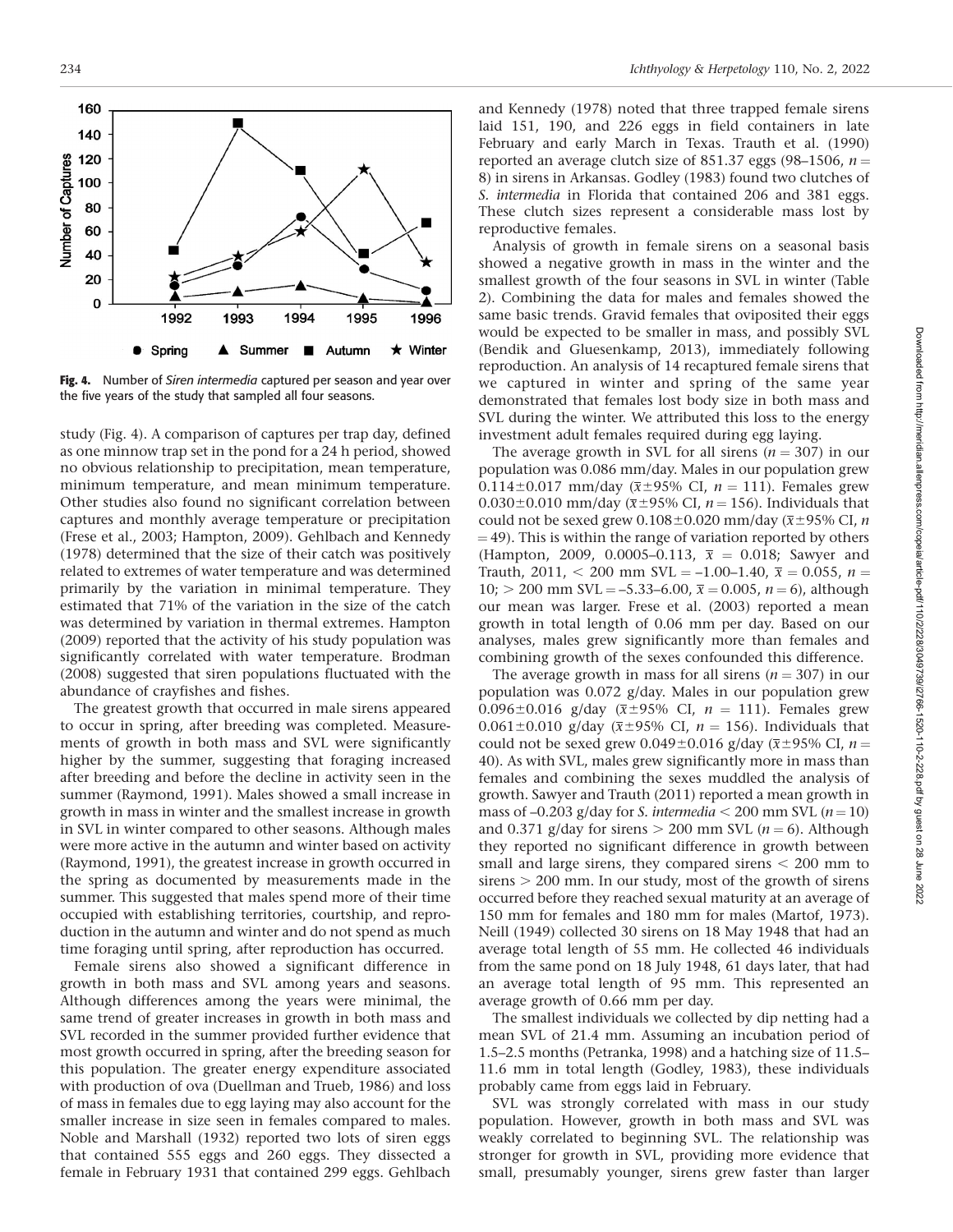Fig. 4. Number of *Siren intermedia* captured per season and year over the five years of the study that sampled all four seasons.

study (Fig. 4). A comparison of captures per trap day, defined as one minnow trap set in the pond for a 24 h period, showed no obvious relationship to precipitation, mean temperature, minimum temperature, and mean minimum temperature. Other studies also found no significant correlation between captures and monthly average temperature or precipitation (Frese et al., 2003; Hampton, 2009). Gehlbach and Kennedy (1978) determined that the size of their catch was positively related to extremes of water temperature and was determined primarily by the variation in minimal temperature. They estimated that 71% of the variation in the size of the catch was determined by variation in thermal extremes. Hampton (2009) reported that the activity of his study population was significantly correlated with water temperature. Brodman (2008) suggested that siren populations fluctuated with the abundance of crayfishes and fishes.

The greatest growth that occurred in male sirens appeared to occur in spring, after breeding was completed. Measurements of growth in both mass and SVL were significantly higher by the summer, suggesting that foraging increased after breeding and before the decline in activity seen in the summer (Raymond, 1991). Males showed a small increase in growth in mass in winter and the smallest increase in growth in SVL in winter compared to other seasons. Although males were more active in the autumn and winter based on activity (Raymond, 1991), the greatest increase in growth occurred in the spring as documented by measurements made in the summer. This suggested that males spend more of their time occupied with establishing territories, courtship, and reproduction in the autumn and winter and do not spend as much time foraging until spring, after reproduction has occurred.

Female sirens also showed a significant difference in growth in both mass and SVL among years and seasons. Although differences among the years were minimal, the same trend of greater increases in growth in both mass and SVL recorded in the summer provided further evidence that most growth occurred in spring, after the breeding season for this population. The greater energy expenditure associated with production of ova (Duellman and Trueb, 1986) and loss of mass in females due to egg laying may also account for the smaller increase in size seen in females compared to males. Noble and Marshall (1932) reported two lots of siren eggs that contained 555 eggs and 260 eggs. They dissected a female in February 1931 that contained 299 eggs. Gehlbach and Kennedy (1978) noted that three trapped female sirens laid 151, 190, and 226 eggs in field containers in late February and early March in Texas. Trauth et al. (1990) reported an average clutch size of 851.37 eggs (98–1506, $n = 8$) in sirens in Arkansas. Godley (1983) found two clutches of *S. intermedia* in Florida that contained 206 and 381 eggs. These clutch sizes represent a considerable mass lost by reproductive females.

Analysis of growth in female sirens on a seasonal basis showed a negative growth in mass in the winter and the smallest growth of the four seasons in SVL in winter (Table 2). Combining the data for males and females showed the same basic trends. Gravid females that oviposited their eggs would be expected to be smaller in mass, and possibly SVL (Bendik and Gluesenkamp, 2013), immediately following reproduction. An analysis of 14 recaptured female sirens that we captured in winter and spring of the same year demonstrated that females lost body size in both mass and SVL during the winter. We attributed this loss to the energy investment adult females required during egg laying.

The average growth in SVL for all sirens ($n = 307$) in our population was 0.086 mm/day. Males in our population grew 0.114±0.017 mm/day ($\bar{x}$±95% CI, $n = 111$). Females grew 0.030±0.010 mm/day ($\bar{x}$±95% CI, $n = 156$). Individuals that could not be sexed grew 0.108±0.020 mm/day ($\bar{x}$±95% CI, $n = 49$). This is within the range of variation reported by others (Hampton, 2009, 0.0005–0.113, $\bar{x} = 0.018$; Sawyer and Trauth, 2011, < 200 mm SVL = –1.00–1.40, $\bar{x} = 0.055$, $n = 10$; > 200 mm SVL = –5.33–6.00, $\bar{x} = 0.005$, $n = 6$), although our mean was larger. Frese et al. (2003) reported a mean growth in total length of 0.06 mm per day. Based on our analyses, males grew significantly more than females and combining growth of the sexes confounded this difference.

The average growth in mass for all sirens ($n = 307$) in our population was 0.072 g/day. Males in our population grew 0.096±0.016 g/day ($\bar{x}$±95% CI, $n = 111$). Females grew 0.061±0.010 g/day ($\bar{x}$±95% CI, $n = 156$). Individuals that could not be sexed grew 0.049±0.016 g/day ($\bar{x}$±95% CI, $n = 40$). As with SVL, males grew significantly more in mass than females and combining the sexes muddled the analysis of growth. Sawyer and Trauth (2011) reported a mean growth in mass of –0.203 g/day for *S. intermedia* < 200 mm SVL ($n = 10$) and 0.371 g/day for sirens > 200 mm SVL ($n = 6$). Although they reported no significant difference in growth between small and large sirens, they compared sirens < 200 mm to sirens > 200 mm. In our study, most of the growth of sirens occurred before they reached sexual maturity at an average of 150 mm for females and 180 mm for males (Martof, 1973). Neill (1949) collected 30 sirens on 18 May 1948 that had an average total length of 55 mm. He collected 46 individuals from the same pond on 18 July 1948, 61 days later, that had an average total length of 95 mm. This represented an average growth of 0.66 mm per day.

The smallest individuals we collected by dip netting had a mean SVL of 21.4 mm. Assuming an incubation period of 1.5–2.5 months (Petranka, 1998) and a hatching size of 11.5–11.6 mm in total length (Godley, 1983), these individuals probably came from eggs laid in February.

SVL was strongly correlated with mass in our study population. However, growth in both mass and SVL was weakly correlated to beginning SVL. The relationship was stronger for growth in SVL, providing more evidence that small, presumably younger, sirens grew faster than larger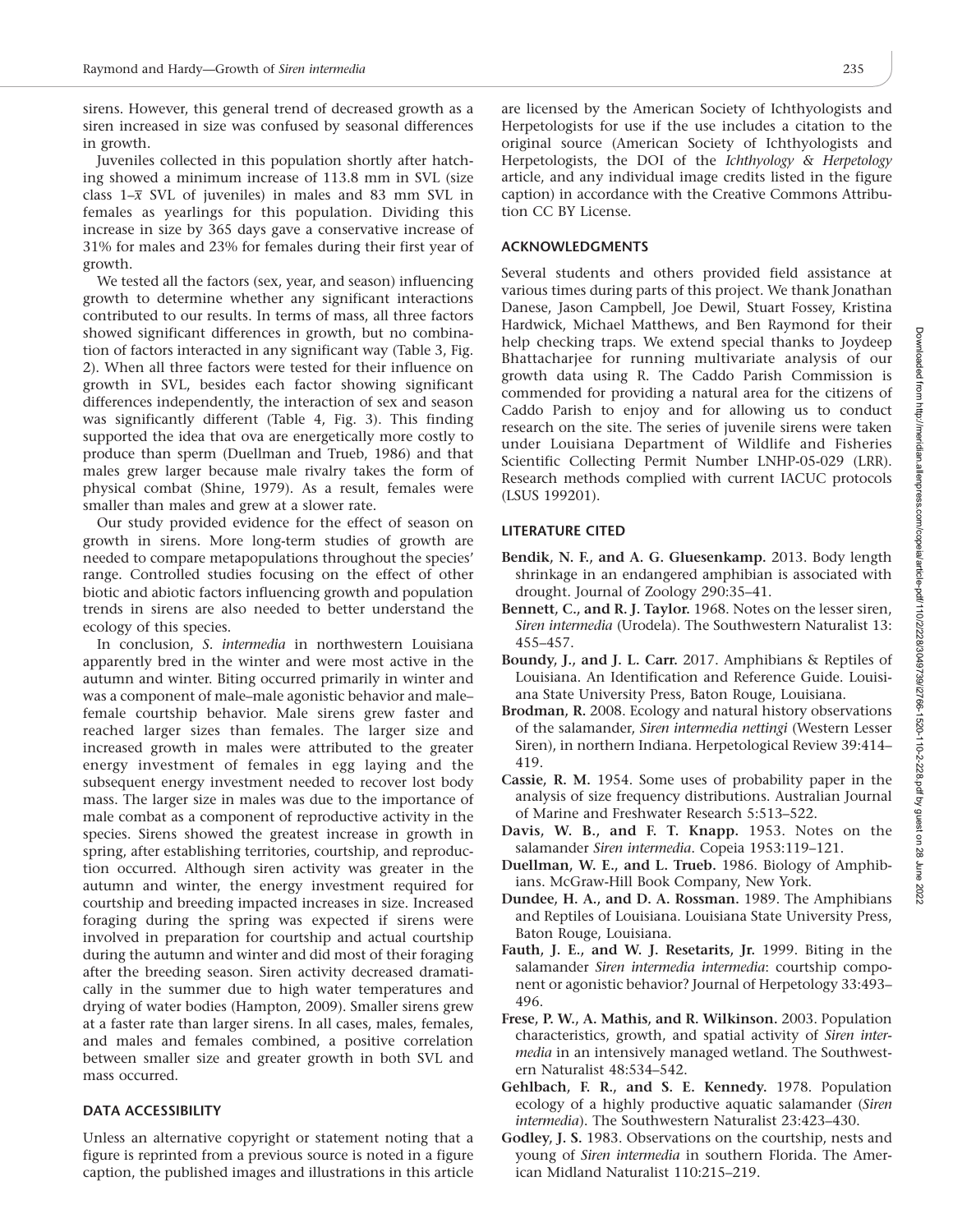sirens. However, this general trend of decreased growth as a siren increased in size was confused by seasonal differences in growth.

Juveniles collected in this population shortly after hatching showed a minimum increase of 113.8 mm in SVL (size class 1–$\bar{x}$ SVL of juveniles) in males and 83 mm SVL in females as yearlings for this population. Dividing this increase in size by 365 days gave a conservative increase of 31% for males and 23% for females during their first year of growth.

We tested all the factors (sex, year, and season) influencing growth to determine whether any significant interactions contributed to our results. In terms of mass, all three factors showed significant differences in growth, but no combination of factors interacted in any significant way (Table 3, Fig. 2). When all three factors were tested for their influence on growth in SVL, besides each factor showing significant differences independently, the interaction of sex and season was significantly different (Table 4, Fig. 3). This finding supported the idea that ova are energetically more costly to produce than sperm (Duellman and Trueb, 1986) and that males grew larger because male rivalry takes the form of physical combat (Shine, 1979). As a result, females were smaller than males and grew at a slower rate.

Our study provided evidence for the effect of season on growth in sirens. More long-term studies of growth are needed to compare metapopulations throughout the species' range. Controlled studies focusing on the effect of other biotic and abiotic factors influencing growth and population trends in sirens are also needed to better understand the ecology of this species.

In conclusion, *S. intermedia* in northwestern Louisiana apparently bred in the winter and were most active in the autumn and winter. Biting occurred primarily in winter and was a component of male–male agonistic behavior and male–female courtship behavior. Male sirens grew faster and reached larger sizes than females. The larger size and increased growth in males were attributed to the greater energy investment of females in egg laying and the subsequent energy investment needed to recover lost body mass. The larger size in males was due to the importance of male combat as a component of reproductive activity in the species. Sirens showed the greatest increase in growth in spring, after establishing territories, courtship, and reproduction occurred. Although siren activity was greater in the autumn and winter, the energy investment required for courtship and breeding impacted increases in size. Increased foraging during the spring was expected if sirens were involved in preparation for courtship and actual courtship during the autumn and winter and did most of their foraging after the breeding season. Siren activity decreased dramatically in the summer due to high water temperatures and drying of water bodies (Hampton, 2009). Smaller sirens grew at a faster rate than larger sirens. In all cases, males, females, and males and females combined, a positive correlation between smaller size and greater growth in both SVL and mass occurred.

## DATA ACCESSIBILITY

Unless an alternative copyright or statement noting that a figure is reprinted from a previous source is noted in a figure caption, the published images and illustrations in this article are licensed by the American Society of Ichthyologists and Herpetologists for use if the use includes a citation to the original source (American Society of Ichthyologists and Herpetologists, the DOI of the *Ichthyology & Herpetology* article, and any individual image credits listed in the figure caption) in accordance with the Creative Commons Attribution CC BY License.

## ACKNOWLEDGMENTS

Several students and others provided field assistance at various times during parts of this project. We thank Jonathan Danese, Jason Campbell, Joe Dewil, Stuart Fossey, Kristina Hardwick, Michael Matthews, and Ben Raymond for their help checking traps. We extend special thanks to Joydeep Bhattacharjee for running multivariate analysis of our growth data using R. The Caddo Parish Commission is commended for providing a natural area for the citizens of Caddo Parish to enjoy and for allowing us to conduct research on the site. The series of juvenile sirens were taken under Louisiana Department of Wildlife and Fisheries Scientific Collecting Permit Number LNHP-05-029 (LRR). Research methods complied with current IACUC protocols (LSUS 199201).

## LITERATURE CITED

**Bendik, N. F., and A. G. Gluesenkamp.** 2013. Body length shrinkage in an endangered amphibian is associated with drought. Journal of Zoology 290:35–41.

**Bennett, C., and R. J. Taylor.** 1968. Notes on the lesser siren, *Siren intermedia* (Urodela). The Southwestern Naturalist 13: 455–457.

**Boundy, J., and J. L. Carr.** 2017. Amphibians & Reptiles of Louisiana. An Identification and Reference Guide. Louisiana State University Press, Baton Rouge, Louisiana.

**Brodman, R.** 2008. Ecology and natural history observations of the salamander, *Siren intermedia nettingi* (Western Lesser Siren), in northern Indiana. Herpetological Review 39:414–419.

**Cassie, R. M.** 1954. Some uses of probability paper in the analysis of size frequency distributions. Australian Journal of Marine and Freshwater Research 5:513–522.

**Davis, W. B., and F. T. Knapp.** 1953. Notes on the salamander *Siren intermedia*. Copeia 1953:119–121.

**Duellman, W. E., and L. Trueb.** 1986. Biology of Amphibians. McGraw-Hill Book Company, New York.

**Dundee, H. A., and D. A. Rossman.** 1989. The Amphibians and Reptiles of Louisiana. Louisiana State University Press, Baton Rouge, Louisiana.

**Fauth, J. E., and W. J. Resetarits, Jr.** 1999. Biting in the salamander *Siren intermedia intermedia*: courtship component or agonistic behavior? Journal of Herpetology 33:493–496.

**Frese, P. W., A. Mathis, and R. Wilkinson.** 2003. Population characteristics, growth, and spatial activity of *Siren intermedia* in an intensively managed wetland. The Southwestern Naturalist 48:534–542.

**Gehlbach, F. R., and S. E. Kennedy.** 1978. Population ecology of a highly productive aquatic salamander (*Siren intermedia*). The Southwestern Naturalist 23:423–430.

**Godley, J. S.** 1983. Observations on the courtship, nests and young of *Siren intermedia* in southern Florida. The American Midland Naturalist 110:215–219.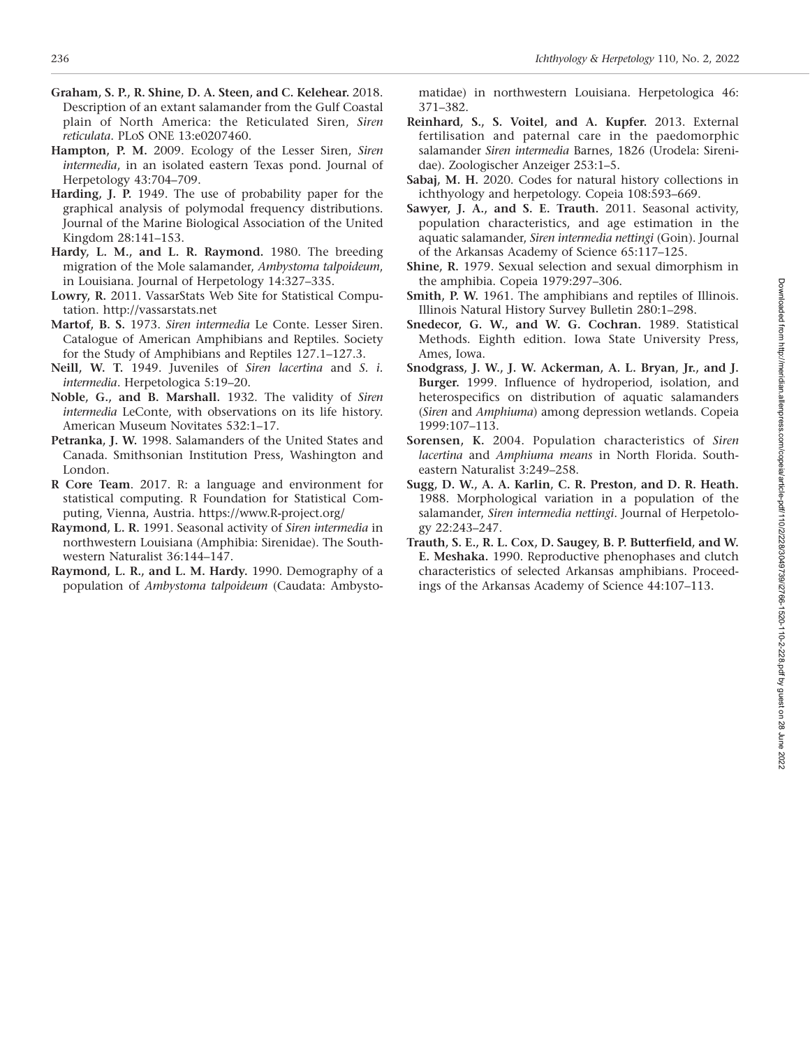**Graham, S. P., R. Shine, D. A. Steen, and C. Kelehear.** 2018. Description of an extant salamander from the Gulf Coastal plain of North America: the Reticulated Siren, *Siren reticulata*. PLoS ONE 13:e0207460.

**Hampton, P. M.** 2009. Ecology of the Lesser Siren, *Siren intermedia*, in an isolated eastern Texas pond. Journal of Herpetology 43:704–709.

**Harding, J. P.** 1949. The use of probability paper for the graphical analysis of polymodal frequency distributions. Journal of the Marine Biological Association of the United Kingdom 28:141–153.

**Hardy, L. M., and L. R. Raymond.** 1980. The breeding migration of the Mole salamander, *Ambystoma talpoideum*, in Louisiana. Journal of Herpetology 14:327–335.

**Lowry, R.** 2011. VassarStats Web Site for Statistical Computation. http://vassarstats.net

**Martof, B. S.** 1973. *Siren intermedia* Le Conte. Lesser Siren. Catalogue of American Amphibians and Reptiles. Society for the Study of Amphibians and Reptiles 127.1–127.3.

**Neill, W. T.** 1949. Juveniles of *Siren lacertina* and *S. i. intermedia*. Herpetologica 5:19–20.

**Noble, G., and B. Marshall.** 1932. The validity of *Siren intermedia* LeConte, with observations on its life history. American Museum Novitates 532:1–17.

**Petranka, J. W.** 1998. Salamanders of the United States and Canada. Smithsonian Institution Press, Washington and London.

**R Core Team**. 2017. R: a language and environment for statistical computing. R Foundation for Statistical Computing, Vienna, Austria. https://www.R-project.org/

**Raymond, L. R.** 1991. Seasonal activity of *Siren intermedia* in northwestern Louisiana (Amphibia: Sirenidae). The Southwestern Naturalist 36:144–147.

**Raymond, L. R., and L. M. Hardy.** 1990. Demography of a population of *Ambystoma talpoideum* (Caudata: Ambystomatidae) in northwestern Louisiana. Herpetologica 46: 371–382.

**Reinhard, S., S. Voitel, and A. Kupfer.** 2013. External fertilisation and paternal care in the paedomorphic salamander *Siren intermedia* Barnes, 1826 (Urodela: Sirenidae). Zoologischer Anzeiger 253:1–5.

**Sabaj, M. H.** 2020. Codes for natural history collections in ichthyology and herpetology. Copeia 108:593–669.

**Sawyer, J. A., and S. E. Trauth.** 2011. Seasonal activity, population characteristics, and age estimation in the aquatic salamander, *Siren intermedia nettingi* (Goin). Journal of the Arkansas Academy of Science 65:117–125.

**Shine, R.** 1979. Sexual selection and sexual dimorphism in the amphibia. Copeia 1979:297–306.

**Smith, P. W.** 1961. The amphibians and reptiles of Illinois. Illinois Natural History Survey Bulletin 280:1–298.

**Snedecor, G. W., and W. G. Cochran.** 1989. Statistical Methods. Eighth edition. Iowa State University Press, Ames, Iowa.

**Snodgrass, J. W., J. W. Ackerman, A. L. Bryan, Jr., and J. Burger.** 1999. Influence of hydroperiod, isolation, and heterospecifics on distribution of aquatic salamanders (*Siren* and *Amphiuma*) among depression wetlands. Copeia 1999:107–113.

**Sorensen, K.** 2004. Population characteristics of *Siren lacertina* and *Amphiuma means* in North Florida. Southeastern Naturalist 3:249–258.

**Sugg, D. W., A. A. Karlin, C. R. Preston, and D. R. Heath.** 1988. Morphological variation in a population of the salamander, *Siren intermedia nettingi*. Journal of Herpetology 22:243–247.

**Trauth, S. E., R. L. Cox, D. Saugey, B. P. Butterfield, and W. E. Meshaka.** 1990. Reproductive phenophases and clutch characteristics of selected Arkansas amphibians. Proceedings of the Arkansas Academy of Science 44:107–113.